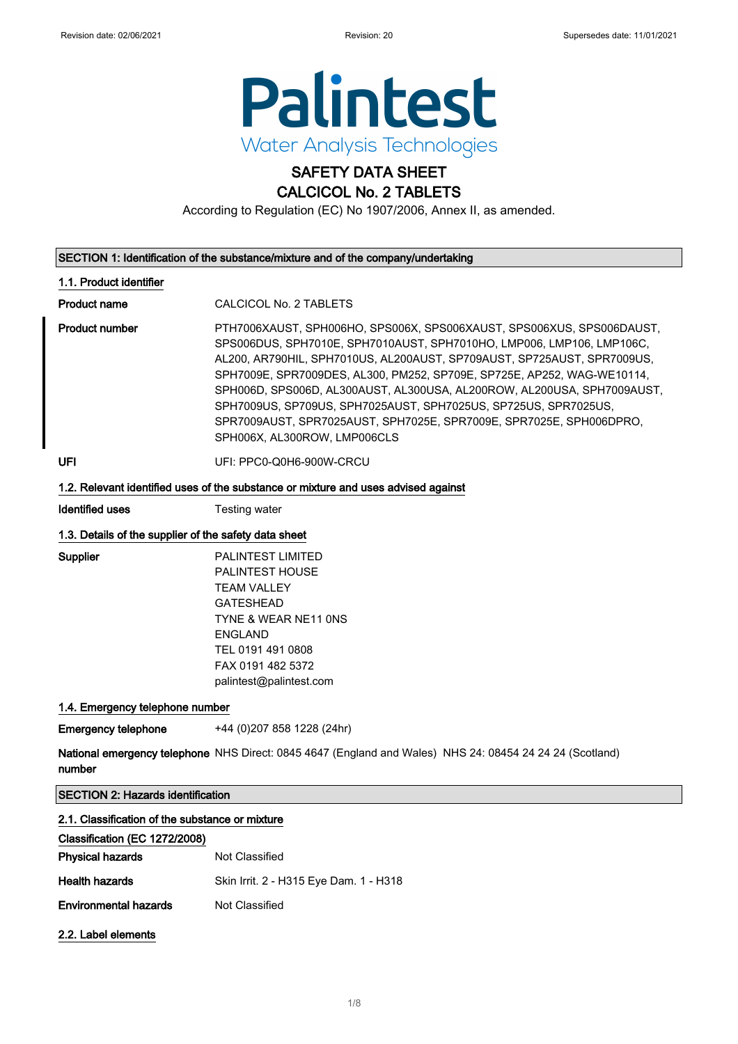Revision date: 02/06/2021 | Revision: 20 | Supersedes date: 11/01/2021

Palintest

Water Analysis Technologies

# SAFETY DATA SHEET

# CALCICOL No. 2 TABLETS

According to Regulation (EC) No 1907/2006, Annex II, as amended.

## SECTION 1: Identification of the substance/mixture and of the company/undertaking

### 1.1. Product identifier

**Product name** CALCICOL No. 2 TABLETS

**Product number** PTH7006XAUST, SPH006HO, SPS006X, SPS006XAUST, SPS006XUS, SPS006DAUST, SPS006DUS, SPH7010E, SPH7010AUST, SPH7010HO, LMP006, LMP106, LMP106C, AL200, AR790HIL, SPH7010US, AL200AUST, SP709AUST, SP725AUST, SPR7009US, SPH7009E, SPR7009DES, AL300, PM252, SP709E, SP725E, AP252, WAG-WE10114, SPH006D, SPS006D, AL300AUST, AL300USA, AL200ROW, AL200USA, SPH7009AUST, SPH7009US, SP709US, SPH7025AUST, SPH7025US, SP725US, SPR7025US, SPR7009AUST, SPR7025AUST, SPH7025E, SPR7009E, SPR7025E, SPH006DPRO, SPH006X, AL300ROW, LMP006CLS

**UFI** UFI: PPC0-Q0H6-900W-CRCU

### 1.2. Relevant identified uses of the substance or mixture and uses advised against

**Identified uses** Testing water

### 1.3. Details of the supplier of the safety data sheet

**Supplier**
PALINTEST LIMITED
PALINTEST HOUSE
TEAM VALLEY
GATESHEAD
TYNE & WEAR NE11 0NS
ENGLAND
TEL 0191 491 0808
FAX 0191 482 5372
palintest@palintest.com

### 1.4. Emergency telephone number

**Emergency telephone** +44 (0)207 858 1228 (24hr)

**National emergency telephone number** NHS Direct: 0845 4647 (England and Wales) NHS 24: 08454 24 24 24 (Scotland)

## SECTION 2: Hazards identification

### 2.1. Classification of the substance or mixture

**Classification (EC 1272/2008)**

**Physical hazards** Not Classified

**Health hazards** Skin Irrit. 2 - H315 Eye Dam. 1 - H318

**Environmental hazards** Not Classified

### 2.2. Label elements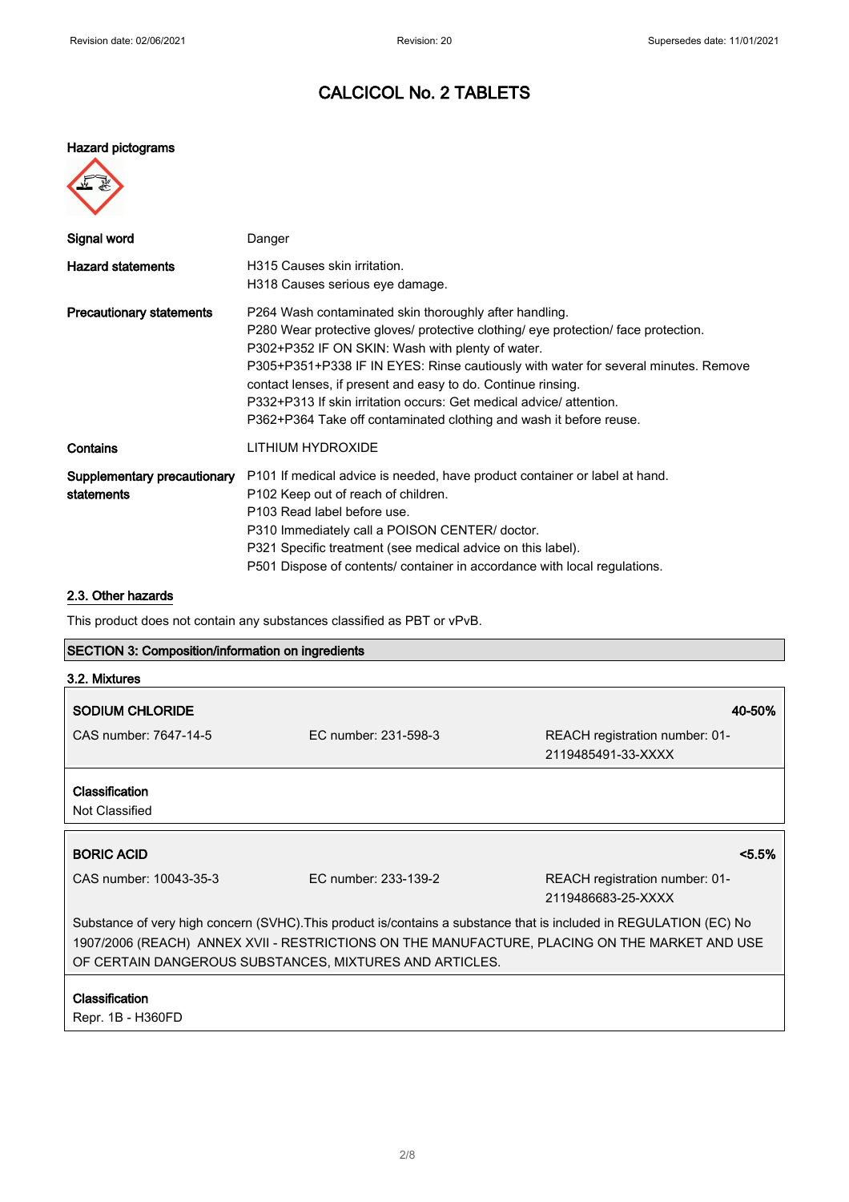# CALCICOL No. 2 TABLETS

**Hazard pictograms**

| | |
|---|---|
| **Signal word** | Danger |
| **Hazard statements** | H315 Causes skin irritation.<br>H318 Causes serious eye damage. |
| **Precautionary statements** | P264 Wash contaminated skin thoroughly after handling.<br>P280 Wear protective gloves/ protective clothing/ eye protection/ face protection.<br>P302+P352 IF ON SKIN: Wash with plenty of water.<br>P305+P351+P338 IF IN EYES: Rinse cautiously with water for several minutes. Remove contact lenses, if present and easy to do. Continue rinsing.<br>P332+P313 If skin irritation occurs: Get medical advice/ attention.<br>P362+P364 Take off contaminated clothing and wash it before reuse. |
| **Contains** | LITHIUM HYDROXIDE |
| **Supplementary precautionary statements** | P101 If medical advice is needed, have product container or label at hand.<br>P102 Keep out of reach of children.<br>P103 Read label before use.<br>P310 Immediately call a POISON CENTER/ doctor.<br>P321 Specific treatment (see medical advice on this label).<br>P501 Dispose of contents/ container in accordance with local regulations. |

## 2.3. Other hazards

This product does not contain any substances classified as PBT or vPvB.

## SECTION 3: Composition/information on ingredients

### 3.2. Mixtures

| **SODIUM CHLORIDE** | | **40-50%** |
|---|---|---|
| CAS number: 7647-14-5 | EC number: 231-598-3 | REACH registration number: 01-2119485491-33-XXXX |

**Classification**
Not Classified

| **BORIC ACID** | | **<5.5%** |
|---|---|---|
| CAS number: 10043-35-3 | EC number: 233-139-2 | REACH registration number: 01-2119486683-25-XXXX |

Substance of very high concern (SVHC).This product is/contains a substance that is included in REGULATION (EC) No 1907/2006 (REACH) ANNEX XVII - RESTRICTIONS ON THE MANUFACTURE, PLACING ON THE MARKET AND USE OF CERTAIN DANGEROUS SUBSTANCES, MIXTURES AND ARTICLES.

**Classification**
Repr. 1B - H360FD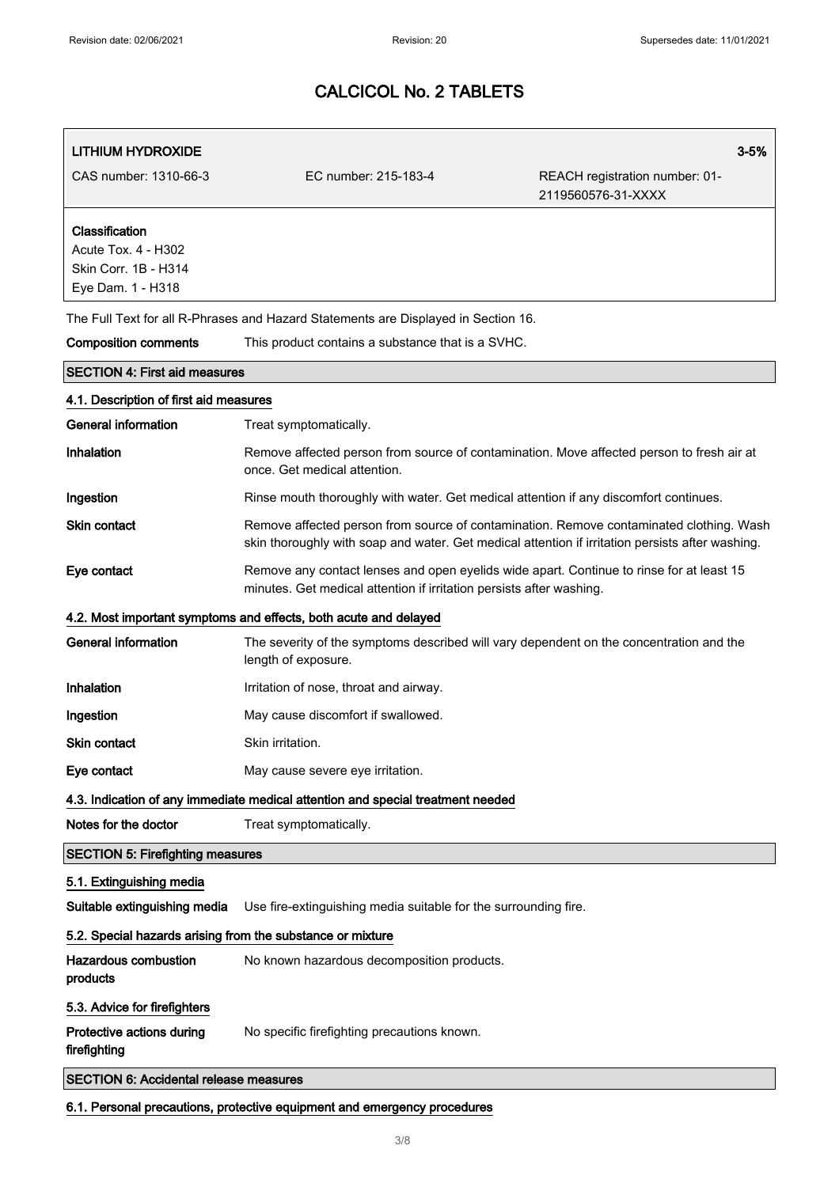| **LITHIUM HYDROXIDE** | | **3-5%** |
|---|---|---|
| CAS number: 1310-66-3 | EC number: 215-183-4 | REACH registration number: 01-2119560576-31-XXXX |
| **Classification**<br>Acute Tox. 4 - H302<br>Skin Corr. 1B - H314<br>Eye Dam. 1 - H318 | | |

The Full Text for all R-Phrases and Hazard Statements are Displayed in Section 16.

**Composition comments** This product contains a substance that is a SVHC.

## SECTION 4: First aid measures

### 4.1. Description of first aid measures

**General information** Treat symptomatically.

**Inhalation** Remove affected person from source of contamination. Move affected person to fresh air at once. Get medical attention.

**Ingestion** Rinse mouth thoroughly with water. Get medical attention if any discomfort continues.

**Skin contact** Remove affected person from source of contamination. Remove contaminated clothing. Wash skin thoroughly with soap and water. Get medical attention if irritation persists after washing.

**Eye contact** Remove any contact lenses and open eyelids wide apart. Continue to rinse for at least 15 minutes. Get medical attention if irritation persists after washing.

### 4.2. Most important symptoms and effects, both acute and delayed

**General information** The severity of the symptoms described will vary dependent on the concentration and the length of exposure.

**Inhalation** Irritation of nose, throat and airway.

**Ingestion** May cause discomfort if swallowed.

**Skin contact** Skin irritation.

**Eye contact** May cause severe eye irritation.

### 4.3. Indication of any immediate medical attention and special treatment needed

**Notes for the doctor** Treat symptomatically.

## SECTION 5: Firefighting measures

### 5.1. Extinguishing media

**Suitable extinguishing media** Use fire-extinguishing media suitable for the surrounding fire.

### 5.2. Special hazards arising from the substance or mixture

**Hazardous combustion products** No known hazardous decomposition products.

### 5.3. Advice for firefighters

**Protective actions during firefighting** No specific firefighting precautions known.

## SECTION 6: Accidental release measures

### 6.1. Personal precautions, protective equipment and emergency procedures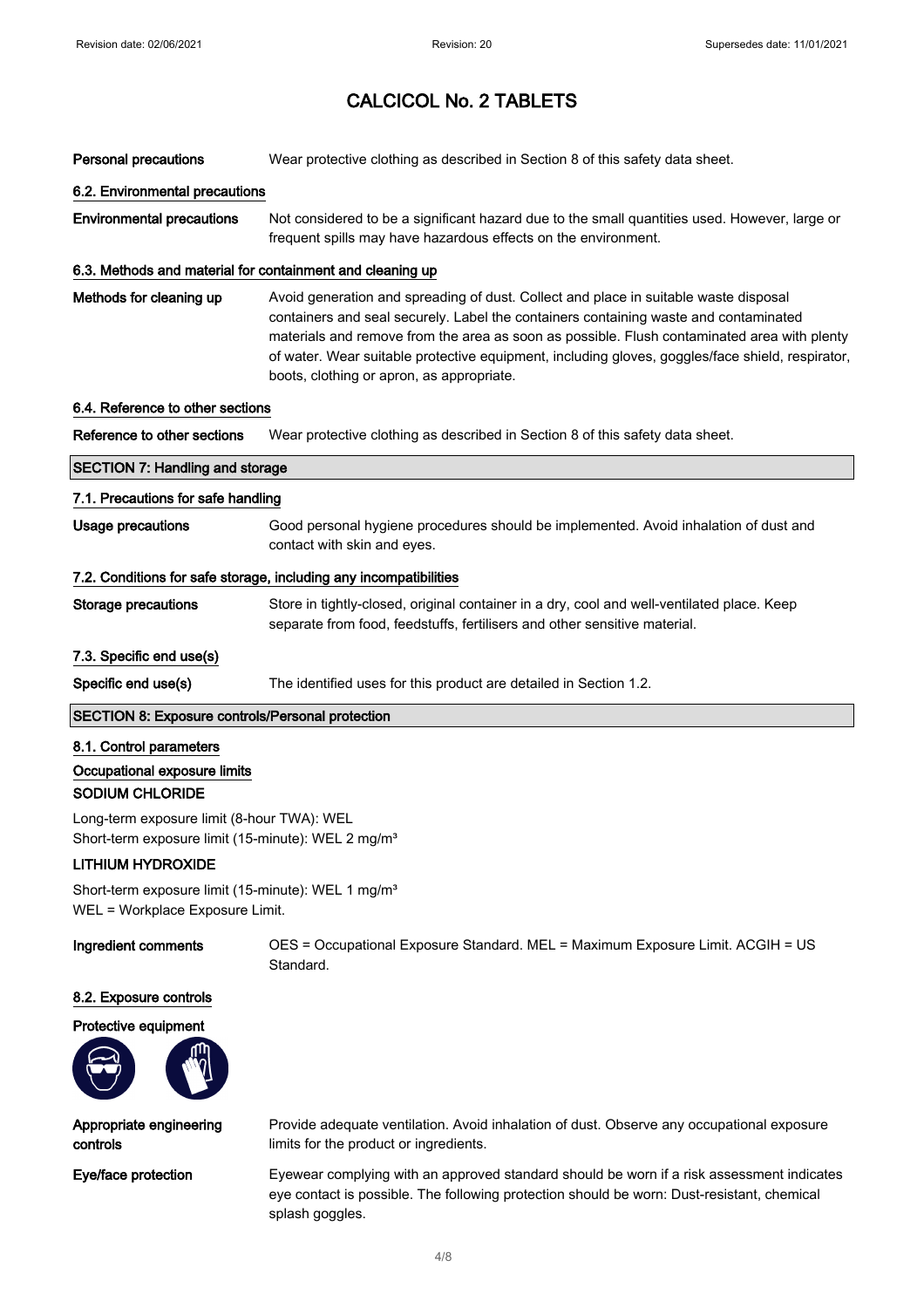# CALCICOL No. 2 TABLETS

| | |
|---|---|
| **Personal precautions** | Wear protective clothing as described in Section 8 of this safety data sheet. |

## 6.2. Environmental precautions

| | |
|---|---|
| **Environmental precautions** | Not considered to be a significant hazard due to the small quantities used. However, large or frequent spills may have hazardous effects on the environment. |

## 6.3. Methods and material for containment and cleaning up

| | |
|---|---|
| **Methods for cleaning up** | Avoid generation and spreading of dust. Collect and place in suitable waste disposal containers and seal securely. Label the containers containing waste and contaminated materials and remove from the area as soon as possible. Flush contaminated area with plenty of water. Wear suitable protective equipment, including gloves, goggles/face shield, respirator, boots, clothing or apron, as appropriate. |

## 6.4. Reference to other sections

| | |
|---|---|
| **Reference to other sections** | Wear protective clothing as described in Section 8 of this safety data sheet. |

## SECTION 7: Handling and storage

### 7.1. Precautions for safe handling

| | |
|---|---|
| **Usage precautions** | Good personal hygiene procedures should be implemented. Avoid inhalation of dust and contact with skin and eyes. |

### 7.2. Conditions for safe storage, including any incompatibilities

| | |
|---|---|
| **Storage precautions** | Store in tightly-closed, original container in a dry, cool and well-ventilated place. Keep separate from food, feedstuffs, fertilisers and other sensitive material. |

### 7.3. Specific end use(s)

| | |
|---|---|
| **Specific end use(s)** | The identified uses for this product are detailed in Section 1.2. |

## SECTION 8: Exposure controls/Personal protection

### 8.1. Control parameters

#### Occupational exposure limits

**SODIUM CHLORIDE**

Long-term exposure limit (8-hour TWA): WEL
Short-term exposure limit (15-minute): WEL 2 mg/m³

**LITHIUM HYDROXIDE**

Short-term exposure limit (15-minute): WEL 1 mg/m³
WEL = Workplace Exposure Limit.

| | |
|---|---|
| **Ingredient comments** | OES = Occupational Exposure Standard. MEL = Maximum Exposure Limit. ACGIH = US Standard. |

### 8.2. Exposure controls

**Protective equipment**

| | |
|---|---|
| **Appropriate engineering controls** | Provide adequate ventilation. Avoid inhalation of dust. Observe any occupational exposure limits for the product or ingredients. |
| **Eye/face protection** | Eyewear complying with an approved standard should be worn if a risk assessment indicates eye contact is possible. The following protection should be worn: Dust-resistant, chemical splash goggles. |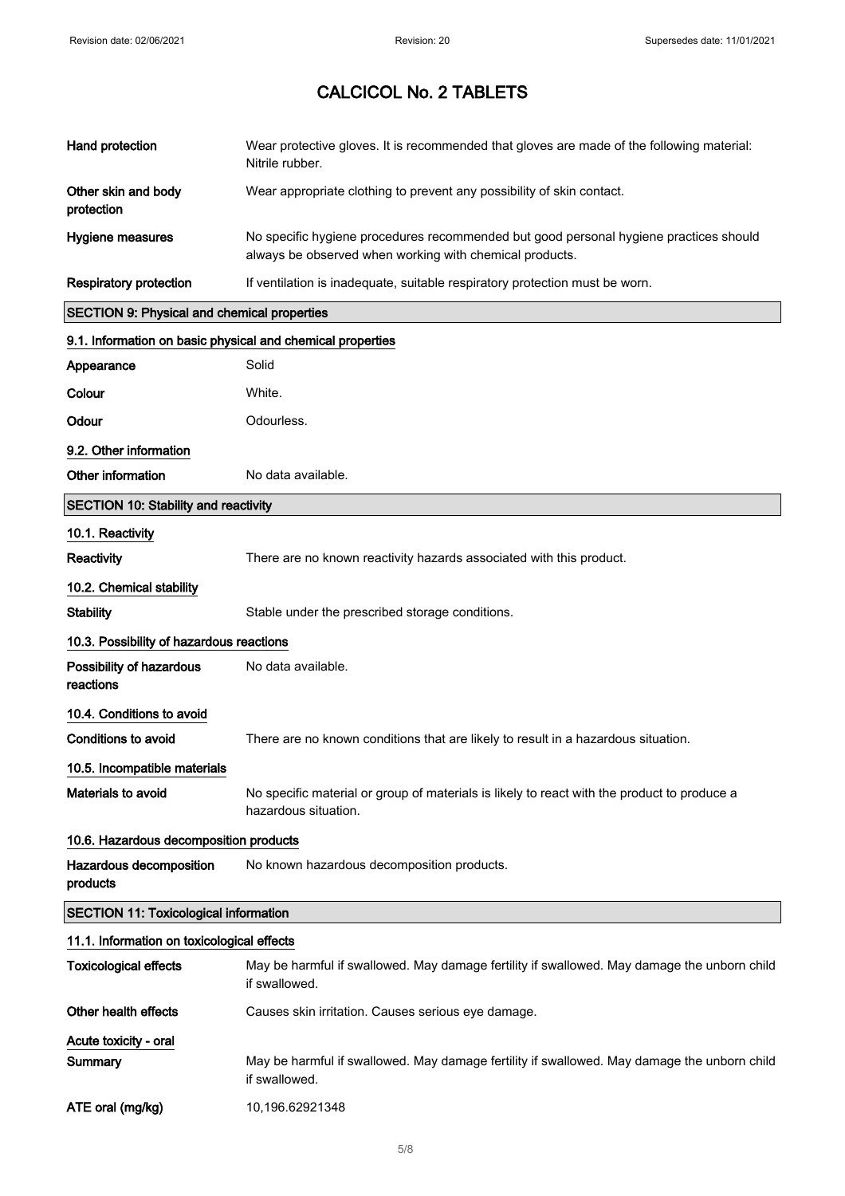| | |
|---|---|
| **Hand protection** | Wear protective gloves. It is recommended that gloves are made of the following material: Nitrile rubber. |
| **Other skin and body protection** | Wear appropriate clothing to prevent any possibility of skin contact. |
| **Hygiene measures** | No specific hygiene procedures recommended but good personal hygiene practices should always be observed when working with chemical products. |
| **Respiratory protection** | If ventilation is inadequate, suitable respiratory protection must be worn. |

## SECTION 9: Physical and chemical properties

### 9.1. Information on basic physical and chemical properties

| | |
|---|---|
| **Appearance** | Solid |
| **Colour** | White. |
| **Odour** | Odourless. |

### 9.2. Other information

| | |
|---|---|
| **Other information** | No data available. |

## SECTION 10: Stability and reactivity

### 10.1. Reactivity

| | |
|---|---|
| **Reactivity** | There are no known reactivity hazards associated with this product. |

### 10.2. Chemical stability

| | |
|---|---|
| **Stability** | Stable under the prescribed storage conditions. |

### 10.3. Possibility of hazardous reactions

| | |
|---|---|
| **Possibility of hazardous reactions** | No data available. |

### 10.4. Conditions to avoid

| | |
|---|---|
| **Conditions to avoid** | There are no known conditions that are likely to result in a hazardous situation. |

### 10.5. Incompatible materials

| | |
|---|---|
| **Materials to avoid** | No specific material or group of materials is likely to react with the product to produce a hazardous situation. |

### 10.6. Hazardous decomposition products

| | |
|---|---|
| **Hazardous decomposition products** | No known hazardous decomposition products. |

## SECTION 11: Toxicological information

### 11.1. Information on toxicological effects

| | |
|---|---|
| **Toxicological effects** | May be harmful if swallowed. May damage fertility if swallowed. May damage the unborn child if swallowed. |
| **Other health effects** | Causes skin irritation. Causes serious eye damage. |

**Acute toxicity - oral**

| | |
|---|---|
| **Summary** | May be harmful if swallowed. May damage fertility if swallowed. May damage the unborn child if swallowed. |
| **ATE oral (mg/kg)** | 10,196.62921348 |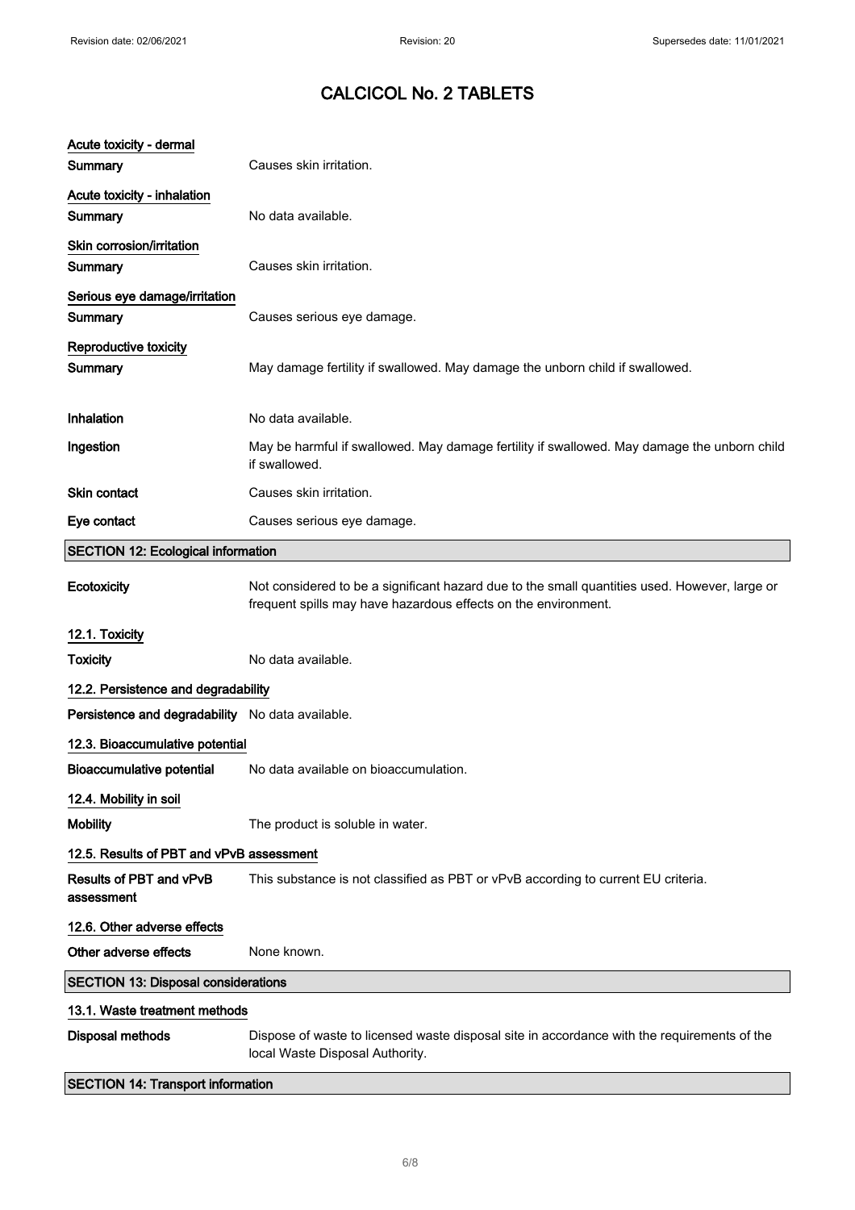# CALCICOL No. 2 TABLETS

**Acute toxicity - dermal**

| | |
|---|---|
| **Summary** | Causes skin irritation. |

**Acute toxicity - inhalation**

| | |
|---|---|
| **Summary** | No data available. |

**Skin corrosion/irritation**

| | |
|---|---|
| **Summary** | Causes skin irritation. |

**Serious eye damage/irritation**

| | |
|---|---|
| **Summary** | Causes serious eye damage. |

**Reproductive toxicity**

| | |
|---|---|
| **Summary** | May damage fertility if swallowed. May damage the unborn child if swallowed. |

| | |
|---|---|
| **Inhalation** | No data available. |
| **Ingestion** | May be harmful if swallowed. May damage fertility if swallowed. May damage the unborn child if swallowed. |
| **Skin contact** | Causes skin irritation. |
| **Eye contact** | Causes serious eye damage. |

## SECTION 12: Ecological information

| | |
|---|---|
| **Ecotoxicity** | Not considered to be a significant hazard due to the small quantities used. However, large or frequent spills may have hazardous effects on the environment. |

### 12.1. Toxicity

| | |
|---|---|
| **Toxicity** | No data available. |

### 12.2. Persistence and degradability

| | |
|---|---|
| **Persistence and degradability** | No data available. |

### 12.3. Bioaccumulative potential

| | |
|---|---|
| **Bioaccumulative potential** | No data available on bioaccumulation. |

### 12.4. Mobility in soil

| | |
|---|---|
| **Mobility** | The product is soluble in water. |

### 12.5. Results of PBT and vPvB assessment

| | |
|---|---|
| **Results of PBT and vPvB assessment** | This substance is not classified as PBT or vPvB according to current EU criteria. |

### 12.6. Other adverse effects

| | |
|---|---|
| **Other adverse effects** | None known. |

## SECTION 13: Disposal considerations

### 13.1. Waste treatment methods

| | |
|---|---|
| **Disposal methods** | Dispose of waste to licensed waste disposal site in accordance with the requirements of the local Waste Disposal Authority. |

## SECTION 14: Transport information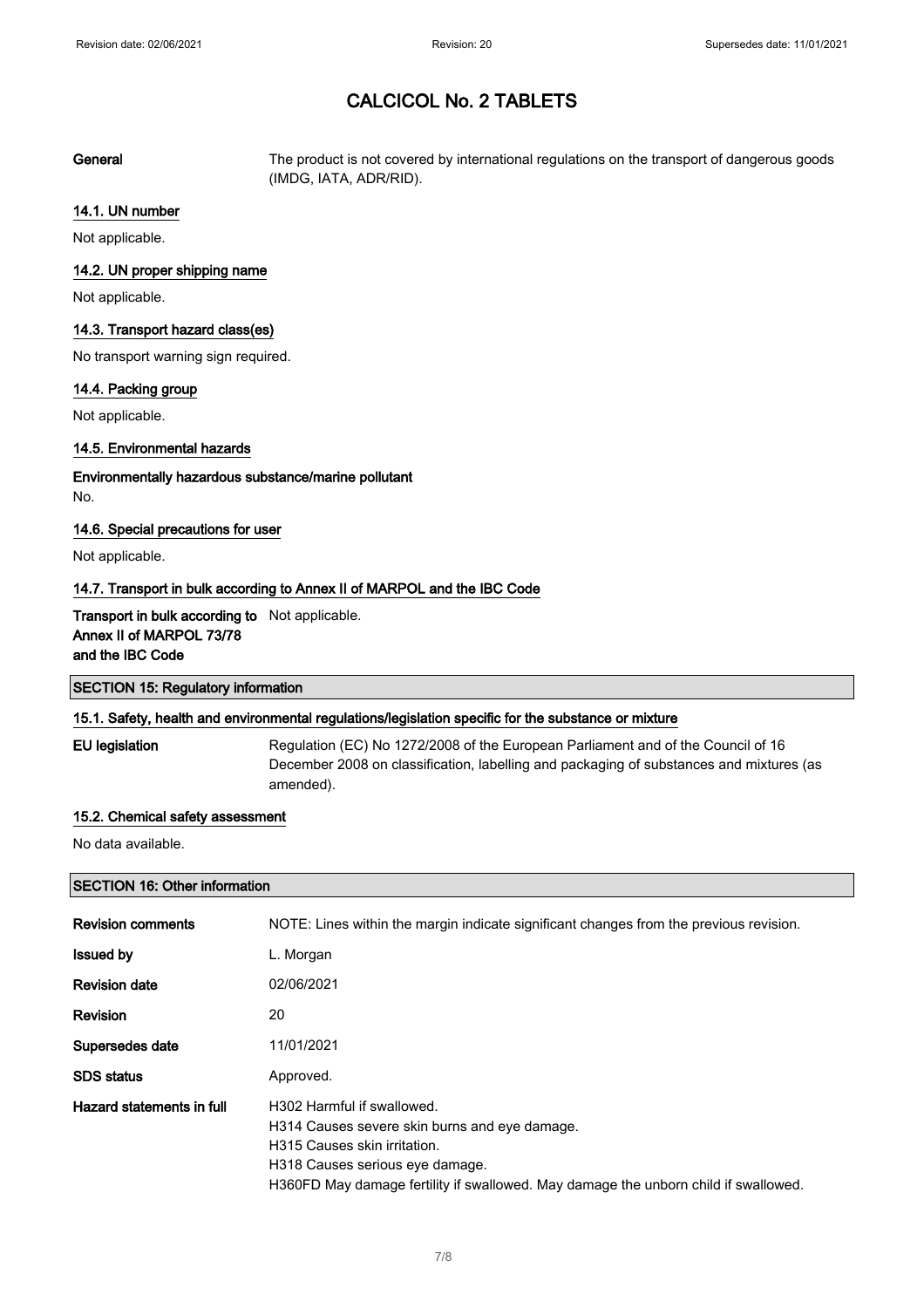| | |
|---|---|
| **General** | The product is not covered by international regulations on the transport of dangerous goods (IMDG, IATA, ADR/RID). |

### 14.1. UN number

Not applicable.

### 14.2. UN proper shipping name

Not applicable.

### 14.3. Transport hazard class(es)

No transport warning sign required.

### 14.4. Packing group

Not applicable.

### 14.5. Environmental hazards

**Environmentally hazardous substance/marine pollutant**

No.

### 14.6. Special precautions for user

Not applicable.

### 14.7. Transport in bulk according to Annex II of MARPOL and the IBC Code

| | |
|---|---|
| **Transport in bulk according to Annex II of MARPOL 73/78 and the IBC Code** | Not applicable. |

## SECTION 15: Regulatory information

### 15.1. Safety, health and environmental regulations/legislation specific for the substance or mixture

| | |
|---|---|
| **EU legislation** | Regulation (EC) No 1272/2008 of the European Parliament and of the Council of 16 December 2008 on classification, labelling and packaging of substances and mixtures (as amended). |

### 15.2. Chemical safety assessment

No data available.

## SECTION 16: Other information

| | |
|---|---|
| **Revision comments** | NOTE: Lines within the margin indicate significant changes from the previous revision. |
| **Issued by** | L. Morgan |
| **Revision date** | 02/06/2021 |
| **Revision** | 20 |
| **Supersedes date** | 11/01/2021 |
| **SDS status** | Approved. |
| **Hazard statements in full** | H302 Harmful if swallowed.<br>H314 Causes severe skin burns and eye damage.<br>H315 Causes skin irritation.<br>H318 Causes serious eye damage.<br>H360FD May damage fertility if swallowed. May damage the unborn child if swallowed. |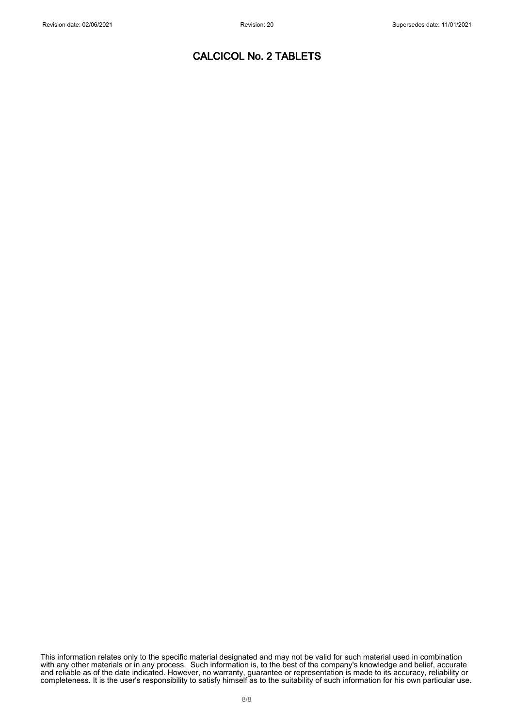This information relates only to the specific material designated and may not be valid for such material used in combination with any other materials or in any process. Such information is, to the best of the company's knowledge and belief, accurate and reliable as of the date indicated. However, no warranty, guarantee or representation is made to its accuracy, reliability or completeness. It is the user's responsibility to satisfy himself as to the suitability of such information for his own particular use.